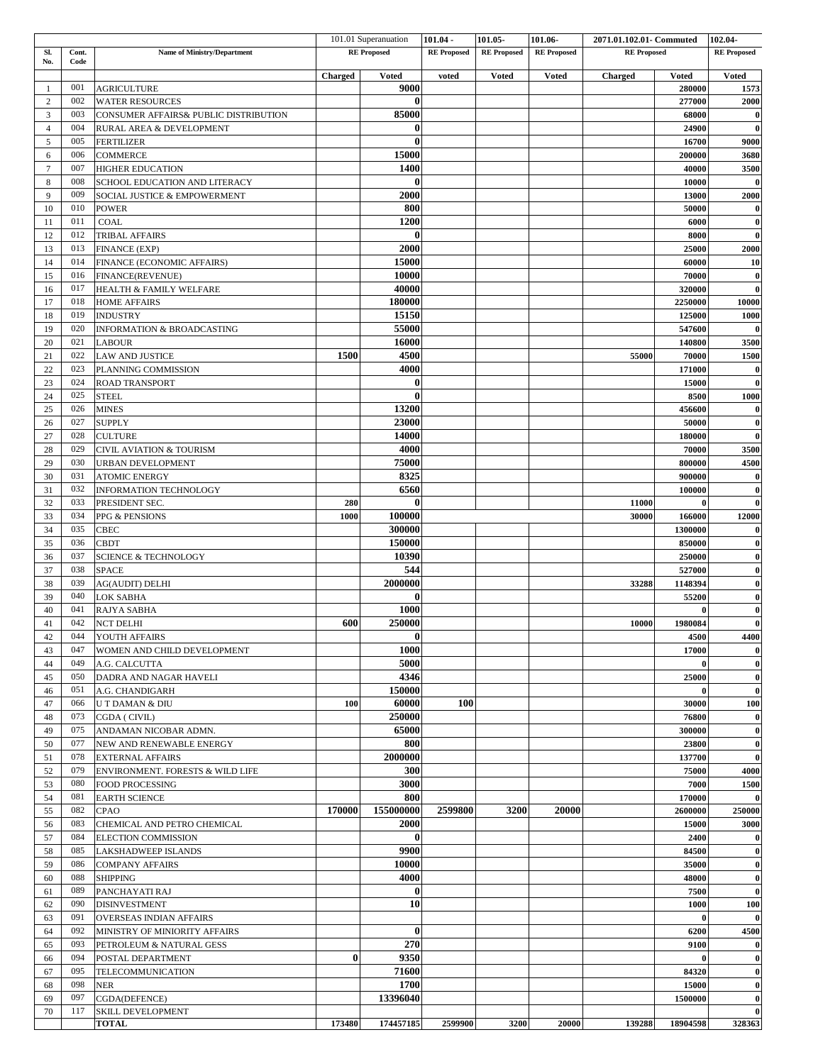| Sl. No. | Cont. Code | Name of Ministry/Department | 101.01 Superannuation RE Proposed | | 101.04 - RE Proposed | 101.05- RE Proposed | 101.06- RE Proposed | 2071.01.102.01- Commuted RE Proposed | | 102.04- RE Proposed |
|---|---|---|---|---|---|---|---|---|---|---|
| | | | Charged | Voted | voted | Voted | Voted | Charged | Voted | Voted |
| 1 | 001 | AGRICULTURE | | 9000 | | | | | 280000 | 1573 |
| 2 | 002 | WATER RESOURCES | | 0 | | | | | 277000 | 2000 |
| 3 | 003 | CONSUMER AFFAIRS& PUBLIC DISTRIBUTION | | 85000 | | | | | 68000 | 0 |
| 4 | 004 | RURAL AREA & DEVELOPMENT | | 0 | | | | | 24900 | 0 |
| 5 | 005 | FERTILIZER | | 0 | | | | | 16700 | 9000 |
| 6 | 006 | COMMERCE | | 15000 | | | | | 200000 | 3680 |
| 7 | 007 | HIGHER EDUCATION | | 1400 | | | | | 40000 | 3500 |
| 8 | 008 | SCHOOL EDUCATION AND LITERACY | | 0 | | | | | 10000 | 0 |
| 9 | 009 | SOCIAL JUSTICE & EMPOWERMENT | | 2000 | | | | | 13000 | 2000 |
| 10 | 010 | POWER | | 800 | | | | | 50000 | 0 |
| 11 | 011 | COAL | | 1200 | | | | | 6000 | 0 |
| 12 | 012 | TRIBAL AFFAIRS | | 0 | | | | | 8000 | 0 |
| 13 | 013 | FINANCE (EXP) | | 2000 | | | | | 25000 | 2000 |
| 14 | 014 | FINANCE (ECONOMIC AFFAIRS) | | 15000 | | | | | 60000 | 10 |
| 15 | 016 | FINANCE(REVENUE) | | 10000 | | | | | 70000 | 0 |
| 16 | 017 | HEALTH & FAMILY WELFARE | | 40000 | | | | | 320000 | 0 |
| 17 | 018 | HOME AFFAIRS | | 180000 | | | | | 2250000 | 10000 |
| 18 | 019 | INDUSTRY | | 15150 | | | | | 125000 | 1000 |
| 19 | 020 | INFORMATION & BROADCASTING | | 55000 | | | | | 547600 | 0 |
| 20 | 021 | LABOUR | | 16000 | | | | | 140800 | 3500 |
| 21 | 022 | LAW AND JUSTICE | 1500 | 4500 | | | | 55000 | 70000 | 1500 |
| 22 | 023 | PLANNING COMMISSION | | 4000 | | | | | 171000 | 0 |
| 23 | 024 | ROAD TRANSPORT | | 0 | | | | | 15000 | 0 |
| 24 | 025 | STEEL | | 0 | | | | | 8500 | 1000 |
| 25 | 026 | MINES | | 13200 | | | | | 456600 | 0 |
| 26 | 027 | SUPPLY | | 23000 | | | | | 50000 | 0 |
| 27 | 028 | CULTURE | | 14000 | | | | | 180000 | 0 |
| 28 | 029 | CIVIL AVIATION & TOURISM | | 4000 | | | | | 70000 | 3500 |
| 29 | 030 | URBAN DEVELOPMENT | | 75000 | | | | | 800000 | 4500 |
| 30 | 031 | ATOMIC ENERGY | | 8325 | | | | | 900000 | 0 |
| 31 | 032 | INFORMATION TECHNOLOGY | | 6560 | | | | | 100000 | 0 |
| 32 | 033 | PRESIDENT SEC. | 280 | 0 | | | | 11000 | 0 | 0 |
| 33 | 034 | PPG & PENSIONS | 1000 | 100000 | | | | 30000 | 166000 | 12000 |
| 34 | 035 | CBEC | | 300000 | | | | | 1300000 | 0 |
| 35 | 036 | CBDT | | 150000 | | | | | 850000 | 0 |
| 36 | 037 | SCIENCE & TECHNOLOGY | | 10390 | | | | | 250000 | 0 |
| 37 | 038 | SPACE | | 544 | | | | | 527000 | 0 |
| 38 | 039 | AG(AUDIT) DELHI | | 2000000 | | | | 33288 | 1148394 | 0 |
| 39 | 040 | LOK SABHA | | 0 | | | | | 55200 | 0 |
| 40 | 041 | RAJYA SABHA | | 1000 | | | | | 0 | 0 |
| 41 | 042 | NCT DELHI | 600 | 250000 | | | | 10000 | 1980084 | 0 |
| 42 | 044 | YOUTH AFFAIRS | | 0 | | | | | 4500 | 4400 |
| 43 | 047 | WOMEN AND CHILD DEVELOPMENT | | 1000 | | | | | 17000 | 0 |
| 44 | 049 | A.G. CALCUTTA | | 5000 | | | | | 0 | 0 |
| 45 | 050 | DADRA AND NAGAR HAVELI | | 4346 | | | | | 25000 | 0 |
| 46 | 051 | A.G. CHANDIGARH | | 150000 | | | | | 0 | 0 |
| 47 | 066 | U T DAMAN & DIU | 100 | 60000 | 100 | | | | 30000 | 100 |
| 48 | 073 | CGDA ( CIVIL) | | 250000 | | | | | 76800 | 0 |
| 49 | 075 | ANDAMAN NICOBAR ADMN. | | 65000 | | | | | 300000 | 0 |
| 50 | 077 | NEW AND RENEWABLE ENERGY | | 800 | | | | | 23800 | 0 |
| 51 | 078 | EXTERNAL AFFAIRS | | 2000000 | | | | | 137700 | 0 |
| 52 | 079 | ENVIRONMENT. FORESTS & WILD LIFE | | 300 | | | | | 75000 | 4000 |
| 53 | 080 | FOOD PROCESSING | | 3000 | | | | | 7000 | 1500 |
| 54 | 081 | EARTH SCIENCE | | 800 | | | | | 170000 | 0 |
| 55 | 082 | CPAO | 170000 | 155000000 | 2599800 | 3200 | 20000 | | 2600000 | 250000 |
| 56 | 083 | CHEMICAL AND PETRO CHEMICAL | | 2000 | | | | | 15000 | 3000 |
| 57 | 084 | ELECTION COMMISSION | | 0 | | | | | 2400 | 0 |
| 58 | 085 | LAKSHADWEEP ISLANDS | | 9900 | | | | | 84500 | 0 |
| 59 | 086 | COMPANY AFFAIRS | | 10000 | | | | | 35000 | 0 |
| 60 | 088 | SHIPPING | | 4000 | | | | | 48000 | 0 |
| 61 | 089 | PANCHAYATI RAJ | | 0 | | | | | 7500 | 0 |
| 62 | 090 | DISINVESTMENT | | 10 | | | | | 1000 | 100 |
| 63 | 091 | OVERSEAS INDIAN AFFAIRS | | | | | | | 0 | 0 |
| 64 | 092 | MINISTRY OF MINIORITY AFFAIRS | | 0 | | | | | 6200 | 4500 |
| 65 | 093 | PETROLEUM & NATURAL GESS | | 270 | | | | | 9100 | 0 |
| 66 | 094 | POSTAL DEPARTMENT | 0 | 9350 | | | | | 0 | 0 |
| 67 | 095 | TELECOMMUNICATION | | 71600 | | | | | 84320 | 0 |
| 68 | 098 | NER | | 1700 | | | | | 15000 | 0 |
| 69 | 097 | CGDA(DEFENCE) | | 13396040 | | | | | 1500000 | 0 |
| 70 | 117 | SKILL DEVELOPMENT | | | | | | | | 0 |
| | | **TOTAL** | 173480 | 174457185 | 2599900 | 3200 | 20000 | 139288 | 18904598 | 328363 |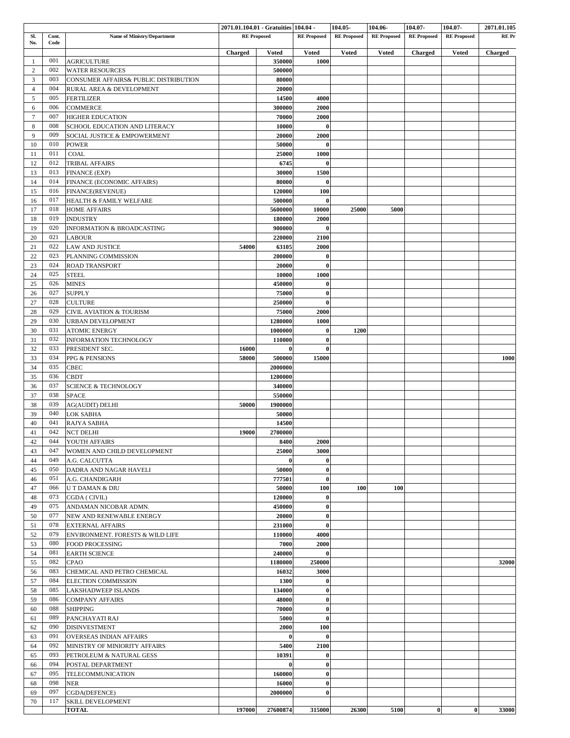| Sl. No. | Cont. Code | Name of Ministry/Department | 2071.01.104.01 - Gratuities RE Proposed | | 104.04 - RE Proposed | 104.05- RE Proposed | 104.06- RE Proposed | 104.07- RE Proposed | 104.07- RE Proposed | 2071.01.105 RE Pr |
|---|---|---|---|---|---|---|---|---|---|---|
| | | | Charged | Voted | Voted | Voted | Voted | Charged | Voted | Charged |
| 1 | 001 | AGRICULTURE | | 350000 | 1000 | | | | | |
| 2 | 002 | WATER RESOURCES | | 500000 | | | | | | |
| 3 | 003 | CONSUMER AFFAIRS& PUBLIC DISTRIBUTION | | 80000 | | | | | | |
| 4 | 004 | RURAL AREA & DEVELOPMENT | | 20000 | | | | | | |
| 5 | 005 | FERTILIZER | | 14500 | 4000 | | | | | |
| 6 | 006 | COMMERCE | | 300000 | 2000 | | | | | |
| 7 | 007 | HIGHER EDUCATION | | 70000 | 2000 | | | | | |
| 8 | 008 | SCHOOL EDUCATION AND LITERACY | | 10000 | 0 | | | | | |
| 9 | 009 | SOCIAL JUSTICE & EMPOWERMENT | | 20000 | 2000 | | | | | |
| 10 | 010 | POWER | | 50000 | 0 | | | | | |
| 11 | 011 | COAL | | 25000 | 1000 | | | | | |
| 12 | 012 | TRIBAL AFFAIRS | | 6745 | 0 | | | | | |
| 13 | 013 | FINANCE (EXP) | | 30000 | 1500 | | | | | |
| 14 | 014 | FINANCE (ECONOMIC AFFAIRS) | | 80000 | 0 | | | | | |
| 15 | 016 | FINANCE(REVENUE) | | 120000 | 100 | | | | | |
| 16 | 017 | HEALTH & FAMILY WELFARE | | 500000 | 0 | | | | | |
| 17 | 018 | HOME AFFAIRS | | 5600000 | 10000 | 25000 | 5000 | | | |
| 18 | 019 | INDUSTRY | | 180000 | 2000 | | | | | |
| 19 | 020 | INFORMATION & BROADCASTING | | 900000 | 0 | | | | | |
| 20 | 021 | LABOUR | | 220000 | 2100 | | | | | |
| 21 | 022 | LAW AND JUSTICE | 54000 | 63105 | 2000 | | | | | |
| 22 | 023 | PLANNING COMMISSION | | 200000 | 0 | | | | | |
| 23 | 024 | ROAD TRANSPORT | | 20000 | 0 | | | | | |
| 24 | 025 | STEEL | | 10000 | 1000 | | | | | |
| 25 | 026 | MINES | | 450000 | 0 | | | | | |
| 26 | 027 | SUPPLY | | 75000 | 0 | | | | | |
| 27 | 028 | CULTURE | | 250000 | 0 | | | | | |
| 28 | 029 | CIVIL AVIATION & TOURISM | | 75000 | 2000 | | | | | |
| 29 | 030 | URBAN DEVELOPMENT | | 1280000 | 1000 | | | | | |
| 30 | 031 | ATOMIC ENERGY | | 1000000 | 0 | 1200 | | | | |
| 31 | 032 | INFORMATION TECHNOLOGY | | 110000 | 0 | | | | | |
| 32 | 033 | PRESIDENT SEC. | 16000 | 0 | 0 | | | | | |
| 33 | 034 | PPG & PENSIONS | 58000 | 500000 | 15000 | | | | | 1000 |
| 34 | 035 | CBEC | | 2000000 | | | | | | |
| 35 | 036 | CBDT | | 1200000 | | | | | | |
| 36 | 037 | SCIENCE & TECHNOLOGY | | 340000 | | | | | | |
| 37 | 038 | SPACE | | 550000 | | | | | | |
| 38 | 039 | AG(AUDIT) DELHI | 50000 | 1900000 | | | | | | |
| 39 | 040 | LOK SABHA | | 50000 | | | | | | |
| 40 | 041 | RAJYA SABHA | | 14500 | | | | | | |
| 41 | 042 | NCT DELHI | 19000 | 2700000 | | | | | | |
| 42 | 044 | YOUTH AFFAIRS | | 8400 | 2000 | | | | | |
| 43 | 047 | WOMEN AND CHILD DEVELOPMENT | | 25000 | 3000 | | | | | |
| 44 | 049 | A.G. CALCUTTA | | 0 | 0 | | | | | |
| 45 | 050 | DADRA AND NAGAR HAVELI | | 50000 | 0 | | | | | |
| 46 | 051 | A.G. CHANDIGARH | | 777501 | 0 | | | | | |
| 47 | 066 | U T DAMAN & DIU | | 50000 | 100 | 100 | 100 | | | |
| 48 | 073 | CGDA ( CIVIL) | | 120000 | 0 | | | | | |
| 49 | 075 | ANDAMAN NICOBAR ADMN. | | 450000 | 0 | | | | | |
| 50 | 077 | NEW AND RENEWABLE ENERGY | | 20000 | 0 | | | | | |
| 51 | 078 | EXTERNAL AFFAIRS | | 231000 | 0 | | | | | |
| 52 | 079 | ENVIRONMENT. FORESTS & WILD LIFE | | 110000 | 4000 | | | | | |
| 53 | 080 | FOOD PROCESSING | | 7000 | 2000 | | | | | |
| 54 | 081 | EARTH SCIENCE | | 240000 | 0 | | | | | |
| 55 | 082 | CPAO | | 1180000 | 250000 | | | | | 32000 |
| 56 | 083 | CHEMICAL AND PETRO CHEMICAL | | 16032 | 3000 | | | | | |
| 57 | 084 | ELECTION COMMISSION | | 1300 | 0 | | | | | |
| 58 | 085 | LAKSHADWEEP ISLANDS | | 134000 | 0 | | | | | |
| 59 | 086 | COMPANY AFFAIRS | | 48000 | 0 | | | | | |
| 60 | 088 | SHIPPING | | 70000 | 0 | | | | | |
| 61 | 089 | PANCHAYATI RAJ | | 5000 | 0 | | | | | |
| 62 | 090 | DISINVESTMENT | | 2000 | 100 | | | | | |
| 63 | 091 | OVERSEAS INDIAN AFFAIRS | | 0 | 0 | | | | | |
| 64 | 092 | MINISTRY OF MINIORITY AFFAIRS | | 5400 | 2100 | | | | | |
| 65 | 093 | PETROLEUM & NATURAL GESS | | 10391 | 0 | | | | | |
| 66 | 094 | POSTAL DEPARTMENT | | 0 | 0 | | | | | |
| 67 | 095 | TELECOMMUNICATION | | 160000 | 0 | | | | | |
| 68 | 098 | NER | | 16000 | 0 | | | | | |
| 69 | 097 | CGDA(DEFENCE) | | 2000000 | 0 | | | | | |
| 70 | 117 | SKILL DEVELOPMENT | | | | | | | | |
| | | **TOTAL** | 197000 | 27600874 | 315000 | 26300 | 5100 | 0 | 0 | 33000 |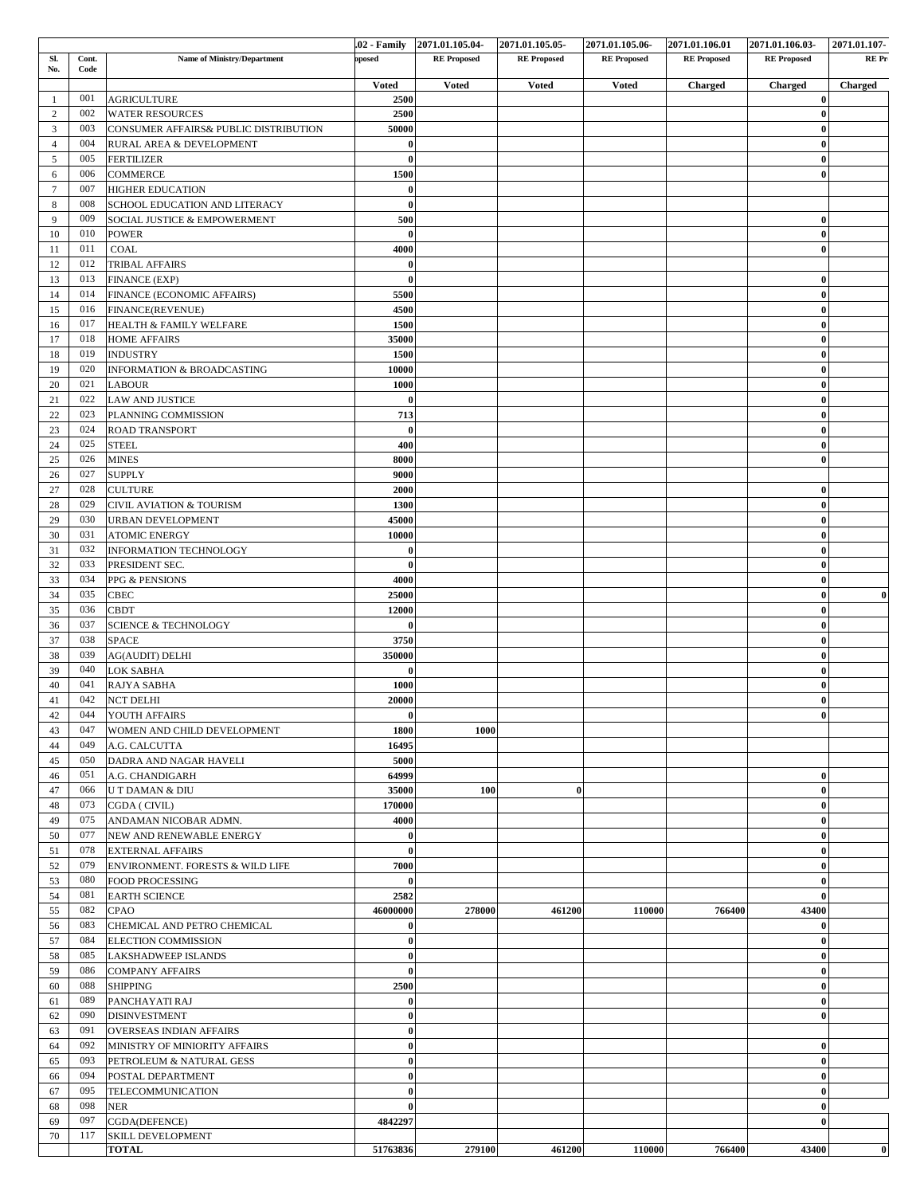| Sl. No. | Cont. Code | Name of Ministry/Department | .02 - Family ...posed | 2071.01.105.04- RE Proposed | 2071.01.105.05- RE Proposed | 2071.01.105.06- RE Proposed | 2071.01.106.01 RE Proposed | 2071.01.106.03- RE Proposed | 2071.01.107- RE Pr... |
|---|---|---|---|---|---|---|---|---|---|
| | | | Voted | Voted | Voted | Voted | Charged | Charged | Charged |
| 1 | 001 | AGRICULTURE | 2500 | | | | | 0 | |
| 2 | 002 | WATER RESOURCES | 2500 | | | | | 0 | |
| 3 | 003 | CONSUMER AFFAIRS& PUBLIC DISTRIBUTION | 50000 | | | | | 0 | |
| 4 | 004 | RURAL AREA & DEVELOPMENT | 0 | | | | | 0 | |
| 5 | 005 | FERTILIZER | 0 | | | | | 0 | |
| 6 | 006 | COMMERCE | 1500 | | | | | 0 | |
| 7 | 007 | HIGHER EDUCATION | 0 | | | | | | |
| 8 | 008 | SCHOOL EDUCATION AND LITERACY | 0 | | | | | | |
| 9 | 009 | SOCIAL JUSTICE & EMPOWERMENT | 500 | | | | | 0 | |
| 10 | 010 | POWER | 0 | | | | | 0 | |
| 11 | 011 | COAL | 4000 | | | | | 0 | |
| 12 | 012 | TRIBAL AFFAIRS | 0 | | | | | | |
| 13 | 013 | FINANCE (EXP) | 0 | | | | | 0 | |
| 14 | 014 | FINANCE (ECONOMIC AFFAIRS) | 5500 | | | | | 0 | |
| 15 | 016 | FINANCE(REVENUE) | 4500 | | | | | 0 | |
| 16 | 017 | HEALTH & FAMILY WELFARE | 1500 | | | | | 0 | |
| 17 | 018 | HOME AFFAIRS | 35000 | | | | | 0 | |
| 18 | 019 | INDUSTRY | 1500 | | | | | 0 | |
| 19 | 020 | INFORMATION & BROADCASTING | 10000 | | | | | 0 | |
| 20 | 021 | LABOUR | 1000 | | | | | 0 | |
| 21 | 022 | LAW AND JUSTICE | 0 | | | | | 0 | |
| 22 | 023 | PLANNING COMMISSION | 713 | | | | | 0 | |
| 23 | 024 | ROAD TRANSPORT | 0 | | | | | 0 | |
| 24 | 025 | STEEL | 400 | | | | | 0 | |
| 25 | 026 | MINES | 8000 | | | | | 0 | |
| 26 | 027 | SUPPLY | 9000 | | | | | | |
| 27 | 028 | CULTURE | 2000 | | | | | 0 | |
| 28 | 029 | CIVIL AVIATION & TOURISM | 1300 | | | | | 0 | |
| 29 | 030 | URBAN DEVELOPMENT | 45000 | | | | | 0 | |
| 30 | 031 | ATOMIC ENERGY | 10000 | | | | | 0 | |
| 31 | 032 | INFORMATION TECHNOLOGY | 0 | | | | | 0 | |
| 32 | 033 | PRESIDENT SEC. | 0 | | | | | 0 | |
| 33 | 034 | PPG & PENSIONS | 4000 | | | | | 0 | |
| 34 | 035 | CBEC | 25000 | | | | | 0 | 0 |
| 35 | 036 | CBDT | 12000 | | | | | 0 | |
| 36 | 037 | SCIENCE & TECHNOLOGY | 0 | | | | | 0 | |
| 37 | 038 | SPACE | 3750 | | | | | 0 | |
| 38 | 039 | AG(AUDIT) DELHI | 350000 | | | | | 0 | |
| 39 | 040 | LOK SABHA | 0 | | | | | 0 | |
| 40 | 041 | RAJYA SABHA | 1000 | | | | | 0 | |
| 41 | 042 | NCT DELHI | 20000 | | | | | 0 | |
| 42 | 044 | YOUTH AFFAIRS | 0 | | | | | 0 | |
| 43 | 047 | WOMEN AND CHILD DEVELOPMENT | 1800 | 1000 | | | | | |
| 44 | 049 | A.G. CALCUTTA | 16495 | | | | | | |
| 45 | 050 | DADRA AND NAGAR HAVELI | 5000 | | | | | | |
| 46 | 051 | A.G. CHANDIGARH | 64999 | | | | | 0 | |
| 47 | 066 | U T DAMAN & DIU | 35000 | 100 | 0 | | | 0 | |
| 48 | 073 | CGDA ( CIVIL) | 170000 | | | | | 0 | |
| 49 | 075 | ANDAMAN NICOBAR ADMN. | 4000 | | | | | 0 | |
| 50 | 077 | NEW AND RENEWABLE ENERGY | 0 | | | | | 0 | |
| 51 | 078 | EXTERNAL AFFAIRS | 0 | | | | | 0 | |
| 52 | 079 | ENVIRONMENT. FORESTS & WILD LIFE | 7000 | | | | | 0 | |
| 53 | 080 | FOOD PROCESSING | 0 | | | | | 0 | |
| 54 | 081 | EARTH SCIENCE | 2582 | | | | | 0 | |
| 55 | 082 | CPAO | 46000000 | 278000 | 461200 | 110000 | 766400 | 43400 | |
| 56 | 083 | CHEMICAL AND PETRO CHEMICAL | 0 | | | | | 0 | |
| 57 | 084 | ELECTION COMMISSION | 0 | | | | | 0 | |
| 58 | 085 | LAKSHADWEEP ISLANDS | 0 | | | | | 0 | |
| 59 | 086 | COMPANY AFFAIRS | 0 | | | | | 0 | |
| 60 | 088 | SHIPPING | 2500 | | | | | 0 | |
| 61 | 089 | PANCHAYATI RAJ | 0 | | | | | 0 | |
| 62 | 090 | DISINVESTMENT | 0 | | | | | 0 | |
| 63 | 091 | OVERSEAS INDIAN AFFAIRS | 0 | | | | | | |
| 64 | 092 | MINISTRY OF MINIORITY AFFAIRS | 0 | | | | | 0 | |
| 65 | 093 | PETROLEUM & NATURAL GESS | 0 | | | | | 0 | |
| 66 | 094 | POSTAL DEPARTMENT | 0 | | | | | 0 | |
| 67 | 095 | TELECOMMUNICATION | 0 | | | | | 0 | |
| 68 | 098 | NER | 0 | | | | | 0 | |
| 69 | 097 | CGDA(DEFENCE) | 4842297 | | | | | 0 | |
| 70 | 117 | SKILL DEVELOPMENT | | | | | | | |
| | | **TOTAL** | **51763836** | **279100** | **461200** | **110000** | **766400** | **43400** | **0** |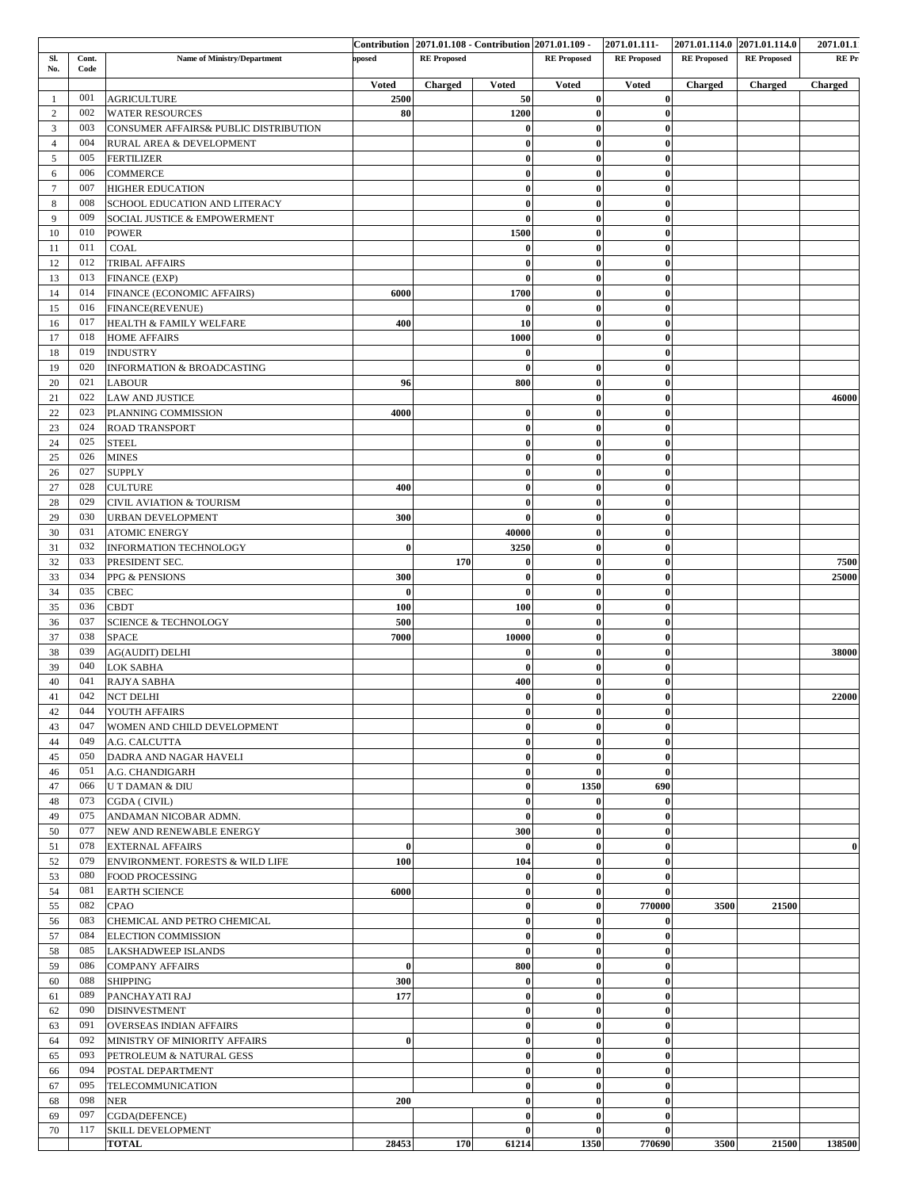| Sl. No. | Cont. Code | Name of Ministry/Department | Contribution pposed | 2071.01.108 - Contribution RE Proposed | | 2071.01.109 - RE Proposed | 2071.01.111- RE Proposed | 2071.01.114.0 RE Proposed | 2071.01.114.0 RE Proposed | 2071.01.1 RE Pr |
|---|---|---|---|---|---|---|---|---|---|---|
| | | | Voted | Charged | Voted | Voted | Voted | Charged | Charged | Charged |
| 1 | 001 | AGRICULTURE | 2500 | | 50 | 0 | 0 | | | |
| 2 | 002 | WATER RESOURCES | 80 | | 1200 | 0 | 0 | | | |
| 3 | 003 | CONSUMER AFFAIRS& PUBLIC DISTRIBUTION | | | 0 | 0 | 0 | | | |
| 4 | 004 | RURAL AREA & DEVELOPMENT | | | 0 | 0 | 0 | | | |
| 5 | 005 | FERTILIZER | | | 0 | 0 | 0 | | | |
| 6 | 006 | COMMERCE | | | 0 | 0 | 0 | | | |
| 7 | 007 | HIGHER EDUCATION | | | 0 | 0 | 0 | | | |
| 8 | 008 | SCHOOL EDUCATION AND LITERACY | | | 0 | 0 | 0 | | | |
| 9 | 009 | SOCIAL JUSTICE & EMPOWERMENT | | | 0 | 0 | 0 | | | |
| 10 | 010 | POWER | | | 1500 | 0 | 0 | | | |
| 11 | 011 | COAL | | | 0 | 0 | 0 | | | |
| 12 | 012 | TRIBAL AFFAIRS | | | 0 | 0 | 0 | | | |
| 13 | 013 | FINANCE (EXP) | | | 0 | 0 | 0 | | | |
| 14 | 014 | FINANCE (ECONOMIC AFFAIRS) | 6000 | | 1700 | 0 | 0 | | | |
| 15 | 016 | FINANCE(REVENUE) | | | 0 | 0 | 0 | | | |
| 16 | 017 | HEALTH & FAMILY WELFARE | 400 | | 10 | 0 | 0 | | | |
| 17 | 018 | HOME AFFAIRS | | | 1000 | 0 | 0 | | | |
| 18 | 019 | INDUSTRY | | | 0 | | 0 | | | |
| 19 | 020 | INFORMATION & BROADCASTING | | | 0 | 0 | 0 | | | |
| 20 | 021 | LABOUR | 96 | | 800 | 0 | 0 | | | |
| 21 | 022 | LAW AND JUSTICE | | | | 0 | 0 | | | 46000 |
| 22 | 023 | PLANNING COMMISSION | 4000 | | 0 | 0 | 0 | | | |
| 23 | 024 | ROAD TRANSPORT | | | 0 | 0 | 0 | | | |
| 24 | 025 | STEEL | | | 0 | 0 | 0 | | | |
| 25 | 026 | MINES | | | 0 | 0 | 0 | | | |
| 26 | 027 | SUPPLY | | | 0 | 0 | 0 | | | |
| 27 | 028 | CULTURE | 400 | | 0 | 0 | 0 | | | |
| 28 | 029 | CIVIL AVIATION & TOURISM | | | 0 | 0 | 0 | | | |
| 29 | 030 | URBAN DEVELOPMENT | 300 | | 0 | 0 | 0 | | | |
| 30 | 031 | ATOMIC ENERGY | | | 40000 | 0 | 0 | | | |
| 31 | 032 | INFORMATION TECHNOLOGY | 0 | | 3250 | 0 | 0 | | | |
| 32 | 033 | PRESIDENT SEC. | | 170 | 0 | 0 | 0 | | | 7500 |
| 33 | 034 | PPG & PENSIONS | 300 | | 0 | 0 | 0 | | | 25000 |
| 34 | 035 | CBEC | 0 | | 0 | 0 | 0 | | | |
| 35 | 036 | CBDT | 100 | | 100 | 0 | 0 | | | |
| 36 | 037 | SCIENCE & TECHNOLOGY | 500 | | 0 | 0 | 0 | | | |
| 37 | 038 | SPACE | 7000 | | 10000 | 0 | 0 | | | |
| 38 | 039 | AG(AUDIT) DELHI | | | 0 | 0 | 0 | | | 38000 |
| 39 | 040 | LOK SABHA | | | 0 | 0 | 0 | | | |
| 40 | 041 | RAJYA SABHA | | | 400 | 0 | 0 | | | |
| 41 | 042 | NCT DELHI | | | 0 | 0 | 0 | | | 22000 |
| 42 | 044 | YOUTH AFFAIRS | | | 0 | 0 | 0 | | | |
| 43 | 047 | WOMEN AND CHILD DEVELOPMENT | | | 0 | 0 | 0 | | | |
| 44 | 049 | A.G. CALCUTTA | | | 0 | 0 | 0 | | | |
| 45 | 050 | DADRA AND NAGAR HAVELI | | | 0 | 0 | 0 | | | |
| 46 | 051 | A.G. CHANDIGARH | | | 0 | 0 | 0 | | | |
| 47 | 066 | U T DAMAN & DIU | | | 0 | 1350 | 690 | | | |
| 48 | 073 | CGDA ( CIVIL) | | | 0 | 0 | 0 | | | |
| 49 | 075 | ANDAMAN NICOBAR ADMN. | | | 0 | 0 | 0 | | | |
| 50 | 077 | NEW AND RENEWABLE ENERGY | | | 300 | 0 | 0 | | | |
| 51 | 078 | EXTERNAL AFFAIRS | 0 | | 0 | 0 | 0 | | | 0 |
| 52 | 079 | ENVIRONMENT. FORESTS & WILD LIFE | 100 | | 104 | 0 | 0 | | | |
| 53 | 080 | FOOD PROCESSING | | | 0 | 0 | 0 | | | |
| 54 | 081 | EARTH SCIENCE | 6000 | | 0 | 0 | 0 | | | |
| 55 | 082 | CPAO | | | 0 | 0 | 770000 | 3500 | 21500 | |
| 56 | 083 | CHEMICAL AND PETRO CHEMICAL | | | 0 | 0 | 0 | | | |
| 57 | 084 | ELECTION COMMISSION | | | 0 | 0 | 0 | | | |
| 58 | 085 | LAKSHADWEEP ISLANDS | | | 0 | 0 | 0 | | | |
| 59 | 086 | COMPANY AFFAIRS | 0 | | 800 | 0 | 0 | | | |
| 60 | 088 | SHIPPING | 300 | | 0 | 0 | 0 | | | |
| 61 | 089 | PANCHAYATI RAJ | 177 | | 0 | 0 | 0 | | | |
| 62 | 090 | DISINVESTMENT | | | 0 | 0 | 0 | | | |
| 63 | 091 | OVERSEAS INDIAN AFFAIRS | | | 0 | 0 | 0 | | | |
| 64 | 092 | MINISTRY OF MINIORITY AFFAIRS | 0 | | 0 | 0 | 0 | | | |
| 65 | 093 | PETROLEUM & NATURAL GESS | | | 0 | 0 | 0 | | | |
| 66 | 094 | POSTAL DEPARTMENT | | | 0 | 0 | 0 | | | |
| 67 | 095 | TELECOMMUNICATION | | | 0 | 0 | 0 | | | |
| 68 | 098 | NER | 200 | | 0 | 0 | 0 | | | |
| 69 | 097 | CGDA(DEFENCE) | | | 0 | 0 | 0 | | | |
| 70 | 117 | SKILL DEVELOPMENT | | | 0 | 0 | 0 | | | |
| | | **TOTAL** | 28453 | 170 | 61214 | 1350 | 770690 | 3500 | 21500 | 138500 |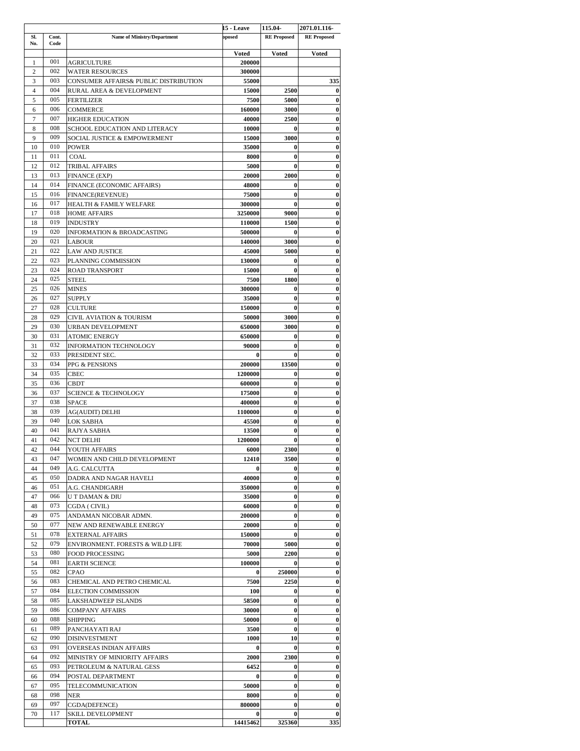| Sl. No. | Cont. Code | Name of Ministry/Department | 15 - Leave pposed | 115.04- RE Proposed | 2071.01.116- RE Proposed |
|---|---|---|---|---|---|
| | | | Voted | Voted | Voted |
| 1 | 001 | AGRICULTURE | 200000 | | |
| 2 | 002 | WATER RESOURCES | 300000 | | |
| 3 | 003 | CONSUMER AFFAIRS& PUBLIC DISTRIBUTION | 55000 | | 335 |
| 4 | 004 | RURAL AREA & DEVELOPMENT | 15000 | 2500 | 0 |
| 5 | 005 | FERTILIZER | 7500 | 5000 | 0 |
| 6 | 006 | COMMERCE | 160000 | 3000 | 0 |
| 7 | 007 | HIGHER EDUCATION | 40000 | 2500 | 0 |
| 8 | 008 | SCHOOL EDUCATION AND LITERACY | 10000 | 0 | 0 |
| 9 | 009 | SOCIAL JUSTICE & EMPOWERMENT | 15000 | 3000 | 0 |
| 10 | 010 | POWER | 35000 | 0 | 0 |
| 11 | 011 | COAL | 8000 | 0 | 0 |
| 12 | 012 | TRIBAL AFFAIRS | 5000 | 0 | 0 |
| 13 | 013 | FINANCE (EXP) | 20000 | 2000 | 0 |
| 14 | 014 | FINANCE (ECONOMIC AFFAIRS) | 48000 | 0 | 0 |
| 15 | 016 | FINANCE(REVENUE) | 75000 | 0 | 0 |
| 16 | 017 | HEALTH & FAMILY WELFARE | 300000 | 0 | 0 |
| 17 | 018 | HOME AFFAIRS | 3250000 | 9000 | 0 |
| 18 | 019 | INDUSTRY | 110000 | 1500 | 0 |
| 19 | 020 | INFORMATION & BROADCASTING | 500000 | 0 | 0 |
| 20 | 021 | LABOUR | 140000 | 3000 | 0 |
| 21 | 022 | LAW AND JUSTICE | 45000 | 5000 | 0 |
| 22 | 023 | PLANNING COMMISSION | 130000 | 0 | 0 |
| 23 | 024 | ROAD TRANSPORT | 15000 | 0 | 0 |
| 24 | 025 | STEEL | 7500 | 1800 | 0 |
| 25 | 026 | MINES | 300000 | 0 | 0 |
| 26 | 027 | SUPPLY | 35000 | 0 | 0 |
| 27 | 028 | CULTURE | 150000 | 0 | 0 |
| 28 | 029 | CIVIL AVIATION & TOURISM | 50000 | 3000 | 0 |
| 29 | 030 | URBAN DEVELOPMENT | 650000 | 3000 | 0 |
| 30 | 031 | ATOMIC ENERGY | 650000 | 0 | 0 |
| 31 | 032 | INFORMATION TECHNOLOGY | 90000 | 0 | 0 |
| 32 | 033 | PRESIDENT SEC. | 0 | 0 | 0 |
| 33 | 034 | PPG & PENSIONS | 200000 | 13500 | 0 |
| 34 | 035 | CBEC | 1200000 | 0 | 0 |
| 35 | 036 | CBDT | 600000 | 0 | 0 |
| 36 | 037 | SCIENCE & TECHNOLOGY | 175000 | 0 | 0 |
| 37 | 038 | SPACE | 400000 | 0 | 0 |
| 38 | 039 | AG(AUDIT) DELHI | 1100000 | 0 | 0 |
| 39 | 040 | LOK SABHA | 45500 | 0 | 0 |
| 40 | 041 | RAJYA SABHA | 13500 | 0 | 0 |
| 41 | 042 | NCT DELHI | 1200000 | 0 | 0 |
| 42 | 044 | YOUTH AFFAIRS | 6000 | 2300 | 0 |
| 43 | 047 | WOMEN AND CHILD DEVELOPMENT | 12410 | 3500 | 0 |
| 44 | 049 | A.G. CALCUTTA | 0 | 0 | 0 |
| 45 | 050 | DADRA AND NAGAR HAVELI | 40000 | 0 | 0 |
| 46 | 051 | A.G. CHANDIGARH | 350000 | 0 | 0 |
| 47 | 066 | U T DAMAN & DIU | 35000 | 0 | 0 |
| 48 | 073 | CGDA ( CIVIL) | 60000 | 0 | 0 |
| 49 | 075 | ANDAMAN NICOBAR ADMN. | 200000 | 0 | 0 |
| 50 | 077 | NEW AND RENEWABLE ENERGY | 20000 | 0 | 0 |
| 51 | 078 | EXTERNAL AFFAIRS | 150000 | 0 | 0 |
| 52 | 079 | ENVIRONMENT. FORESTS & WILD LIFE | 70000 | 5000 | 0 |
| 53 | 080 | FOOD PROCESSING | 5000 | 2200 | 0 |
| 54 | 081 | EARTH SCIENCE | 100000 | 0 | 0 |
| 55 | 082 | CPAO | 0 | 250000 | 0 |
| 56 | 083 | CHEMICAL AND PETRO CHEMICAL | 7500 | 2250 | 0 |
| 57 | 084 | ELECTION COMMISSION | 100 | 0 | 0 |
| 58 | 085 | LAKSHADWEEP ISLANDS | 58500 | 0 | 0 |
| 59 | 086 | COMPANY AFFAIRS | 30000 | 0 | 0 |
| 60 | 088 | SHIPPING | 50000 | 0 | 0 |
| 61 | 089 | PANCHAYATI RAJ | 3500 | 0 | 0 |
| 62 | 090 | DISINVESTMENT | 1000 | 10 | 0 |
| 63 | 091 | OVERSEAS INDIAN AFFAIRS | 0 | 0 | 0 |
| 64 | 092 | MINISTRY OF MINIORITY AFFAIRS | 2000 | 2300 | 0 |
| 65 | 093 | PETROLEUM & NATURAL GESS | 6452 | 0 | 0 |
| 66 | 094 | POSTAL DEPARTMENT | 0 | 0 | 0 |
| 67 | 095 | TELECOMMUNICATION | 50000 | 0 | 0 |
| 68 | 098 | NER | 8000 | 0 | 0 |
| 69 | 097 | CGDA(DEFENCE) | 800000 | 0 | 0 |
| 70 | 117 | SKILL DEVELOPMENT | 0 | 0 | 0 |
| | | **TOTAL** | 14415462 | 325360 | 335 |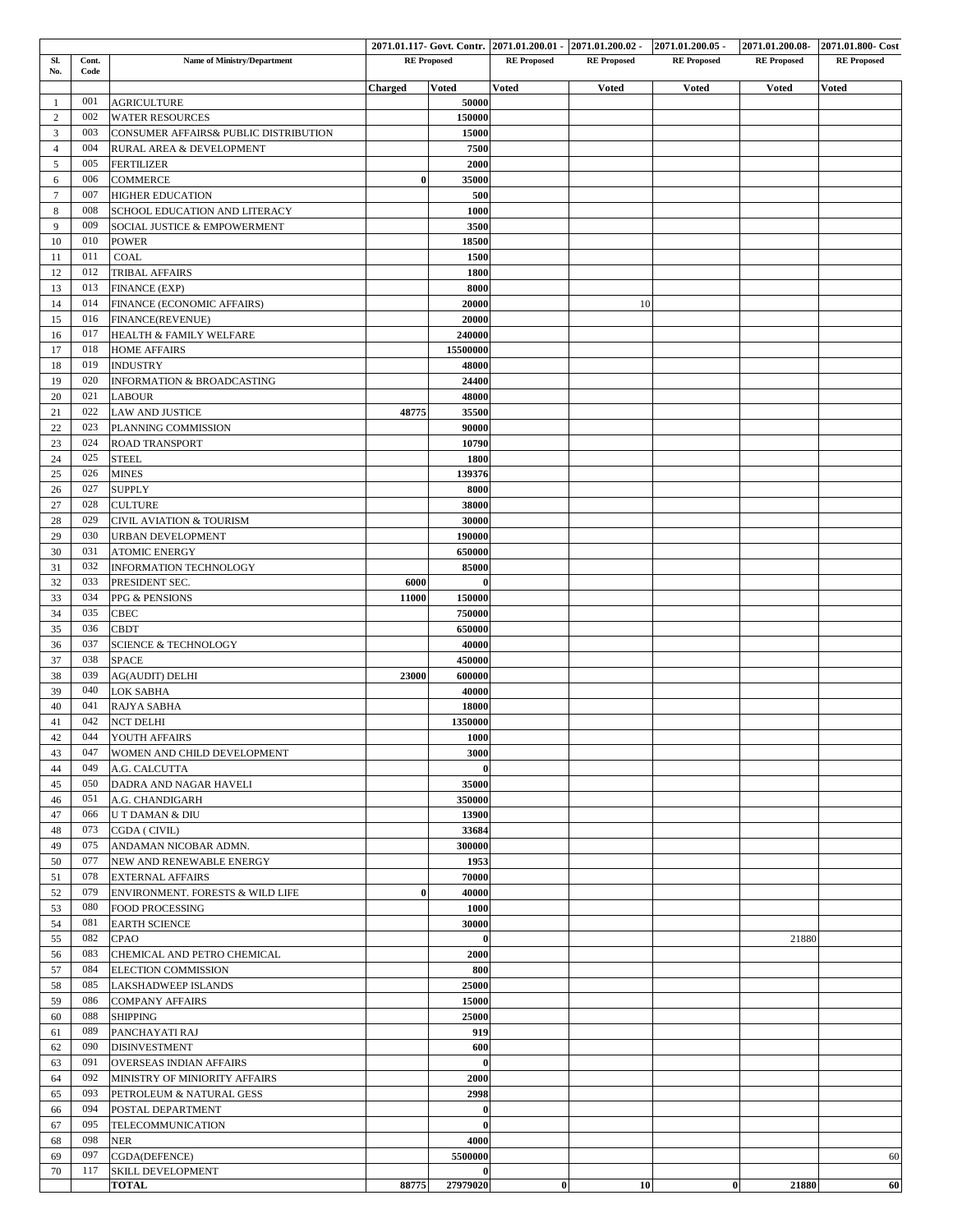| Sl. No. | Cont. Code | Name of Ministry/Department | 2071.01.117- Govt. Contr. RE Proposed | | 2071.01.200.01 - RE Proposed | 2071.01.200.02 - RE Proposed | 2071.01.200.05 - RE Proposed | 2071.01.200.08- RE Proposed | 2071.01.800- Cost RE Proposed |
|---|---|---|---|---|---|---|---|---|---|
| | | | Charged | Voted | Voted | Voted | Voted | Voted | Voted |
| 1 | 001 | AGRICULTURE | | 50000 | | | | | |
| 2 | 002 | WATER RESOURCES | | 150000 | | | | | |
| 3 | 003 | CONSUMER AFFAIRS& PUBLIC DISTRIBUTION | | 15000 | | | | | |
| 4 | 004 | RURAL AREA & DEVELOPMENT | | 7500 | | | | | |
| 5 | 005 | FERTILIZER | | 2000 | | | | | |
| 6 | 006 | COMMERCE | 0 | 35000 | | | | | |
| 7 | 007 | HIGHER EDUCATION | | 500 | | | | | |
| 8 | 008 | SCHOOL EDUCATION AND LITERACY | | 1000 | | | | | |
| 9 | 009 | SOCIAL JUSTICE & EMPOWERMENT | | 3500 | | | | | |
| 10 | 010 | POWER | | 18500 | | | | | |
| 11 | 011 | COAL | | 1500 | | | | | |
| 12 | 012 | TRIBAL AFFAIRS | | 1800 | | | | | |
| 13 | 013 | FINANCE (EXP) | | 8000 | | | | | |
| 14 | 014 | FINANCE (ECONOMIC AFFAIRS) | | 20000 | | 10 | | | |
| 15 | 016 | FINANCE(REVENUE) | | 20000 | | | | | |
| 16 | 017 | HEALTH & FAMILY WELFARE | | 240000 | | | | | |
| 17 | 018 | HOME AFFAIRS | | 15500000 | | | | | |
| 18 | 019 | INDUSTRY | | 48000 | | | | | |
| 19 | 020 | INFORMATION & BROADCASTING | | 24400 | | | | | |
| 20 | 021 | LABOUR | | 48000 | | | | | |
| 21 | 022 | LAW AND JUSTICE | 48775 | 35500 | | | | | |
| 22 | 023 | PLANNING COMMISSION | | 90000 | | | | | |
| 23 | 024 | ROAD TRANSPORT | | 10790 | | | | | |
| 24 | 025 | STEEL | | 1800 | | | | | |
| 25 | 026 | MINES | | 139376 | | | | | |
| 26 | 027 | SUPPLY | | 8000 | | | | | |
| 27 | 028 | CULTURE | | 38000 | | | | | |
| 28 | 029 | CIVIL AVIATION & TOURISM | | 30000 | | | | | |
| 29 | 030 | URBAN DEVELOPMENT | | 190000 | | | | | |
| 30 | 031 | ATOMIC ENERGY | | 650000 | | | | | |
| 31 | 032 | INFORMATION TECHNOLOGY | | 85000 | | | | | |
| 32 | 033 | PRESIDENT SEC. | 6000 | 0 | | | | | |
| 33 | 034 | PPG & PENSIONS | 11000 | 150000 | | | | | |
| 34 | 035 | CBEC | | 750000 | | | | | |
| 35 | 036 | CBDT | | 650000 | | | | | |
| 36 | 037 | SCIENCE & TECHNOLOGY | | 40000 | | | | | |
| 37 | 038 | SPACE | | 450000 | | | | | |
| 38 | 039 | AG(AUDIT) DELHI | 23000 | 600000 | | | | | |
| 39 | 040 | LOK SABHA | | 40000 | | | | | |
| 40 | 041 | RAJYA SABHA | | 18000 | | | | | |
| 41 | 042 | NCT DELHI | | 1350000 | | | | | |
| 42 | 044 | YOUTH AFFAIRS | | 1000 | | | | | |
| 43 | 047 | WOMEN AND CHILD DEVELOPMENT | | 3000 | | | | | |
| 44 | 049 | A.G. CALCUTTA | | 0 | | | | | |
| 45 | 050 | DADRA AND NAGAR HAVELI | | 35000 | | | | | |
| 46 | 051 | A.G. CHANDIGARH | | 350000 | | | | | |
| 47 | 066 | U T DAMAN & DIU | | 13900 | | | | | |
| 48 | 073 | CGDA ( CIVIL) | | 33684 | | | | | |
| 49 | 075 | ANDAMAN NICOBAR ADMN. | | 300000 | | | | | |
| 50 | 077 | NEW AND RENEWABLE ENERGY | | 1953 | | | | | |
| 51 | 078 | EXTERNAL AFFAIRS | | 70000 | | | | | |
| 52 | 079 | ENVIRONMENT. FORESTS & WILD LIFE | 0 | 40000 | | | | | |
| 53 | 080 | FOOD PROCESSING | | 1000 | | | | | |
| 54 | 081 | EARTH SCIENCE | | 30000 | | | | | |
| 55 | 082 | CPAO | | 0 | | | | 21880 | |
| 56 | 083 | CHEMICAL AND PETRO CHEMICAL | | 2000 | | | | | |
| 57 | 084 | ELECTION COMMISSION | | 800 | | | | | |
| 58 | 085 | LAKSHADWEEP ISLANDS | | 25000 | | | | | |
| 59 | 086 | COMPANY AFFAIRS | | 15000 | | | | | |
| 60 | 088 | SHIPPING | | 25000 | | | | | |
| 61 | 089 | PANCHAYATI RAJ | | 919 | | | | | |
| 62 | 090 | DISINVESTMENT | | 600 | | | | | |
| 63 | 091 | OVERSEAS INDIAN AFFAIRS | | 0 | | | | | |
| 64 | 092 | MINISTRY OF MINIORITY AFFAIRS | | 2000 | | | | | |
| 65 | 093 | PETROLEUM & NATURAL GESS | | 2998 | | | | | |
| 66 | 094 | POSTAL DEPARTMENT | | 0 | | | | | |
| 67 | 095 | TELECOMMUNICATION | | 0 | | | | | |
| 68 | 098 | NER | | 4000 | | | | | |
| 69 | 097 | CGDA(DEFENCE) | | 5500000 | | | | | 60 |
| 70 | 117 | SKILL DEVELOPMENT | | 0 | | | | | |
| | | **TOTAL** | **88775** | **27979020** | **0** | **10** | **0** | **21880** | **60** |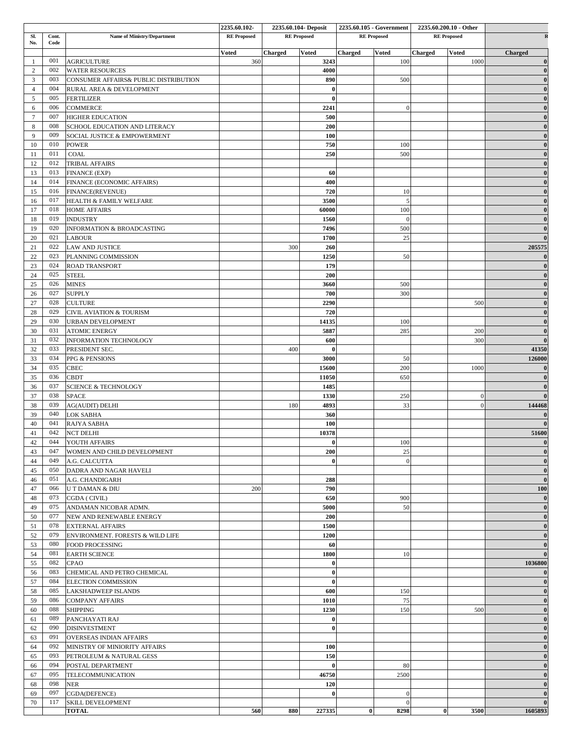| | | | 2235.60.102- | 2235.60.104- Deposit | | 2235.60.105 - Government | | 2235.60.200.10 - Other | | |
|---|---|---|---|---|---|---|---|---|---|---|
| Sl. No. | Cont. Code | Name of Ministry/Department | RE Proposed | RE Proposed | | RE Proposed | | RE Proposed | | R |
| | | | Voted | Charged | Voted | Charged | Voted | Charged | Voted | Charged |
| 1 | 001 | AGRICULTURE | 360 | | 3243 | | 100 | | 1000 | 0 |
| 2 | 002 | WATER RESOURCES | | | 4000 | | | | | 0 |
| 3 | 003 | CONSUMER AFFAIRS& PUBLIC DISTRIBUTION | | | 890 | | 500 | | | 0 |
| 4 | 004 | RURAL AREA & DEVELOPMENT | | | 0 | | | | | 0 |
| 5 | 005 | FERTILIZER | | | 0 | | | | | 0 |
| 6 | 006 | COMMERCE | | | 2241 | | 0 | | | 0 |
| 7 | 007 | HIGHER EDUCATION | | | 500 | | | | | 0 |
| 8 | 008 | SCHOOL EDUCATION AND LITERACY | | | 200 | | | | | 0 |
| 9 | 009 | SOCIAL JUSTICE & EMPOWERMENT | | | 100 | | | | | 0 |
| 10 | 010 | POWER | | | 750 | | 100 | | | 0 |
| 11 | 011 | COAL | | | 250 | | 500 | | | 0 |
| 12 | 012 | TRIBAL AFFAIRS | | | | | | | | 0 |
| 13 | 013 | FINANCE (EXP) | | | 60 | | | | | 0 |
| 14 | 014 | FINANCE (ECONOMIC AFFAIRS) | | | 400 | | | | | 0 |
| 15 | 016 | FINANCE(REVENUE) | | | 720 | | 10 | | | 0 |
| 16 | 017 | HEALTH & FAMILY WELFARE | | | 3500 | | 5 | | | 0 |
| 17 | 018 | HOME AFFAIRS | | | 60000 | | 100 | | | 0 |
| 18 | 019 | INDUSTRY | | | 1560 | | 0 | | | 0 |
| 19 | 020 | INFORMATION & BROADCASTING | | | 7496 | | 500 | | | 0 |
| 20 | 021 | LABOUR | | | 1700 | | 25 | | | 0 |
| 21 | 022 | LAW AND JUSTICE | | 300 | 260 | | | | | 205575 |
| 22 | 023 | PLANNING COMMISSION | | | 1250 | | 50 | | | 0 |
| 23 | 024 | ROAD TRANSPORT | | | 179 | | | | | 0 |
| 24 | 025 | STEEL | | | 200 | | | | | 0 |
| 25 | 026 | MINES | | | 3660 | | 500 | | | 0 |
| 26 | 027 | SUPPLY | | | 700 | | 300 | | | 0 |
| 27 | 028 | CULTURE | | | 2290 | | | | 500 | 0 |
| 28 | 029 | CIVIL AVIATION & TOURISM | | | 720 | | | | | 0 |
| 29 | 030 | URBAN DEVELOPMENT | | | 14135 | | 100 | | | 0 |
| 30 | 031 | ATOMIC ENERGY | | | 5887 | | 285 | | 200 | 0 |
| 31 | 032 | INFORMATION TECHNOLOGY | | | 600 | | | | 300 | 0 |
| 32 | 033 | PRESIDENT SEC. | | 400 | 0 | | | | | 41350 |
| 33 | 034 | PPG & PENSIONS | | | 3000 | | 50 | | | 126000 |
| 34 | 035 | CBEC | | | 15600 | | 200 | | 1000 | 0 |
| 35 | 036 | CBDT | | | 11050 | | 650 | | | 0 |
| 36 | 037 | SCIENCE & TECHNOLOGY | | | 1485 | | | | | 0 |
| 37 | 038 | SPACE | | | 1330 | | 250 | | 0 | 0 |
| 38 | 039 | AG(AUDIT) DELHI | | 180 | 4893 | | 33 | | 0 | 144468 |
| 39 | 040 | LOK SABHA | | | 360 | | | | | 0 |
| 40 | 041 | RAJYA SABHA | | | 100 | | | | | 0 |
| 41 | 042 | NCT DELHI | | | 10378 | | | | | 51600 |
| 42 | 044 | YOUTH AFFAIRS | | | 0 | | 100 | | | 0 |
| 43 | 047 | WOMEN AND CHILD DEVELOPMENT | | | 200 | | 25 | | | 0 |
| 44 | 049 | A.G. CALCUTTA | | | 0 | | 0 | | | 0 |
| 45 | 050 | DADRA AND NAGAR HAVELI | | | | | | | | 0 |
| 46 | 051 | A.G. CHANDIGARH | | | 288 | | | | | 0 |
| 47 | 066 | U T DAMAN & DIU | 200 | | 790 | | | | | 100 |
| 48 | 073 | CGDA ( CIVIL) | | | 650 | | 900 | | | 0 |
| 49 | 075 | ANDAMAN NICOBAR ADMN. | | | 5000 | | 50 | | | 0 |
| 50 | 077 | NEW AND RENEWABLE ENERGY | | | 200 | | | | | 0 |
| 51 | 078 | EXTERNAL AFFAIRS | | | 1500 | | | | | 0 |
| 52 | 079 | ENVIRONMENT. FORESTS & WILD LIFE | | | 1200 | | | | | 0 |
| 53 | 080 | FOOD PROCESSING | | | 60 | | | | | 0 |
| 54 | 081 | EARTH SCIENCE | | | 1800 | | 10 | | | 0 |
| 55 | 082 | CPAO | | | 0 | | | | | 1036800 |
| 56 | 083 | CHEMICAL AND PETRO CHEMICAL | | | 0 | | | | | 0 |
| 57 | 084 | ELECTION COMMISSION | | | 0 | | | | | 0 |
| 58 | 085 | LAKSHADWEEP ISLANDS | | | 600 | | 150 | | | 0 |
| 59 | 086 | COMPANY AFFAIRS | | | 1010 | | 75 | | | 0 |
| 60 | 088 | SHIPPING | | | 1230 | | 150 | | 500 | 0 |
| 61 | 089 | PANCHAYATI RAJ | | | 0 | | | | | 0 |
| 62 | 090 | DISINVESTMENT | | | 0 | | | | | 0 |
| 63 | 091 | OVERSEAS INDIAN AFFAIRS | | | | | | | | 0 |
| 64 | 092 | MINISTRY OF MINIORITY AFFAIRS | | | 100 | | | | | 0 |
| 65 | 093 | PETROLEUM & NATURAL GESS | | | 150 | | | | | 0 |
| 66 | 094 | POSTAL DEPARTMENT | | | 0 | | 80 | | | 0 |
| 67 | 095 | TELECOMMUNICATION | | | 46750 | | 2500 | | | 0 |
| 68 | 098 | NER | | | 120 | | | | | 0 |
| 69 | 097 | CGDA(DEFENCE) | | | 0 | | 0 | | | 0 |
| 70 | 117 | SKILL DEVELOPMENT | | | | | 0 | | | 0 |
| | | **TOTAL** | 560 | 880 | 227335 | 0 | 8298 | 0 | 3500 | 1605893 |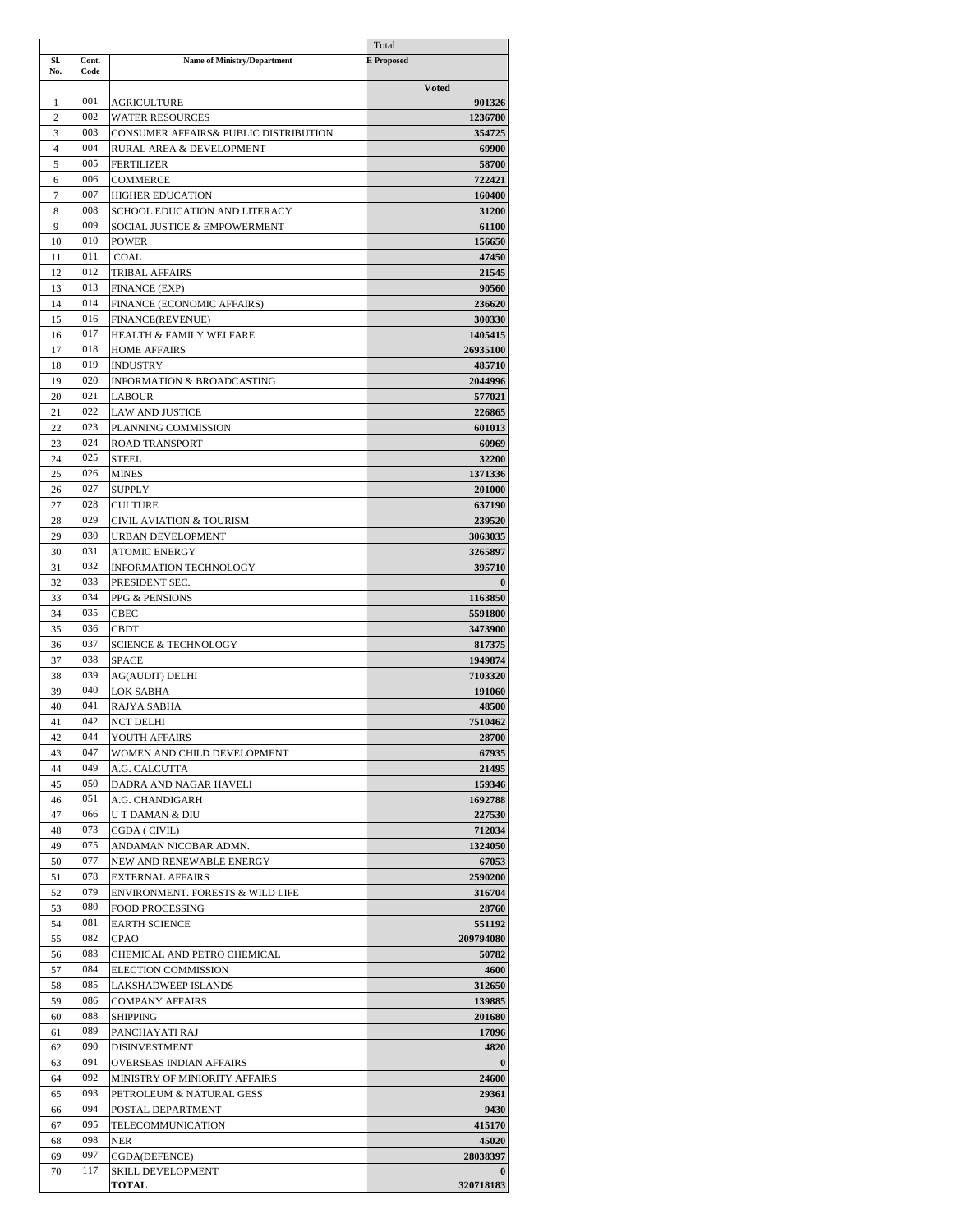| Sl. No. | Cont. Code | Name of Ministry/Department | Total E Proposed |
|---|---|---|---|
| | | | Voted |
| 1 | 001 | AGRICULTURE | 901326 |
| 2 | 002 | WATER RESOURCES | 1236780 |
| 3 | 003 | CONSUMER AFFAIRS& PUBLIC DISTRIBUTION | 354725 |
| 4 | 004 | RURAL AREA & DEVELOPMENT | 69900 |
| 5 | 005 | FERTILIZER | 58700 |
| 6 | 006 | COMMERCE | 722421 |
| 7 | 007 | HIGHER EDUCATION | 160400 |
| 8 | 008 | SCHOOL EDUCATION AND LITERACY | 31200 |
| 9 | 009 | SOCIAL JUSTICE & EMPOWERMENT | 61100 |
| 10 | 010 | POWER | 156650 |
| 11 | 011 | COAL | 47450 |
| 12 | 012 | TRIBAL AFFAIRS | 21545 |
| 13 | 013 | FINANCE (EXP) | 90560 |
| 14 | 014 | FINANCE (ECONOMIC AFFAIRS) | 236620 |
| 15 | 016 | FINANCE(REVENUE) | 300330 |
| 16 | 017 | HEALTH & FAMILY WELFARE | 1405415 |
| 17 | 018 | HOME AFFAIRS | 26935100 |
| 18 | 019 | INDUSTRY | 485710 |
| 19 | 020 | INFORMATION & BROADCASTING | 2044996 |
| 20 | 021 | LABOUR | 577021 |
| 21 | 022 | LAW AND JUSTICE | 226865 |
| 22 | 023 | PLANNING COMMISSION | 601013 |
| 23 | 024 | ROAD TRANSPORT | 60969 |
| 24 | 025 | STEEL | 32200 |
| 25 | 026 | MINES | 1371336 |
| 26 | 027 | SUPPLY | 201000 |
| 27 | 028 | CULTURE | 637190 |
| 28 | 029 | CIVIL AVIATION & TOURISM | 239520 |
| 29 | 030 | URBAN DEVELOPMENT | 3063035 |
| 30 | 031 | ATOMIC ENERGY | 3265897 |
| 31 | 032 | INFORMATION TECHNOLOGY | 395710 |
| 32 | 033 | PRESIDENT SEC. | 0 |
| 33 | 034 | PPG & PENSIONS | 1163850 |
| 34 | 035 | CBEC | 5591800 |
| 35 | 036 | CBDT | 3473900 |
| 36 | 037 | SCIENCE & TECHNOLOGY | 817375 |
| 37 | 038 | SPACE | 1949874 |
| 38 | 039 | AG(AUDIT) DELHI | 7103320 |
| 39 | 040 | LOK SABHA | 191060 |
| 40 | 041 | RAJYA SABHA | 48500 |
| 41 | 042 | NCT DELHI | 7510462 |
| 42 | 044 | YOUTH AFFAIRS | 28700 |
| 43 | 047 | WOMEN AND CHILD DEVELOPMENT | 67935 |
| 44 | 049 | A.G. CALCUTTA | 21495 |
| 45 | 050 | DADRA AND NAGAR HAVELI | 159346 |
| 46 | 051 | A.G. CHANDIGARH | 1692788 |
| 47 | 066 | U T DAMAN & DIU | 227530 |
| 48 | 073 | CGDA ( CIVIL) | 712034 |
| 49 | 075 | ANDAMAN NICOBAR ADMN. | 1324050 |
| 50 | 077 | NEW AND RENEWABLE ENERGY | 67053 |
| 51 | 078 | EXTERNAL AFFAIRS | 2590200 |
| 52 | 079 | ENVIRONMENT. FORESTS & WILD LIFE | 316704 |
| 53 | 080 | FOOD PROCESSING | 28760 |
| 54 | 081 | EARTH SCIENCE | 551192 |
| 55 | 082 | CPAO | 209794080 |
| 56 | 083 | CHEMICAL AND PETRO CHEMICAL | 50782 |
| 57 | 084 | ELECTION COMMISSION | 4600 |
| 58 | 085 | LAKSHADWEEP ISLANDS | 312650 |
| 59 | 086 | COMPANY AFFAIRS | 139885 |
| 60 | 088 | SHIPPING | 201680 |
| 61 | 089 | PANCHAYATI RAJ | 17096 |
| 62 | 090 | DISINVESTMENT | 4820 |
| 63 | 091 | OVERSEAS INDIAN AFFAIRS | 0 |
| 64 | 092 | MINISTRY OF MINIORITY AFFAIRS | 24600 |
| 65 | 093 | PETROLEUM & NATURAL GESS | 29361 |
| 66 | 094 | POSTAL DEPARTMENT | 9430 |
| 67 | 095 | TELECOMMUNICATION | 415170 |
| 68 | 098 | NER | 45020 |
| 69 | 097 | CGDA(DEFENCE) | 28038397 |
| 70 | 117 | SKILL DEVELOPMENT | 0 |
| | | **TOTAL** | **320718183** |